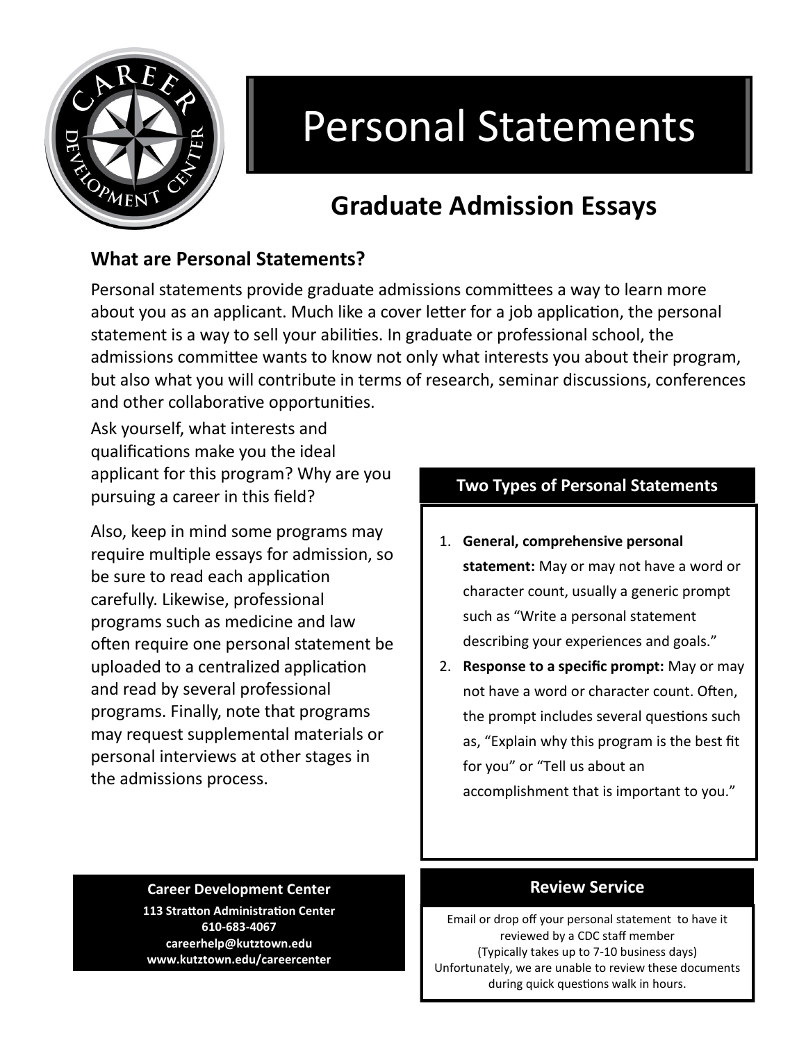# Personal Statements

## Graduate Admission Essays

### What are Personal Statements?

Personal statements provide graduate admissions committees a way to learn more about you as an applicant. Much like a cover letter for a job application, the personal statement is a way to sell your abilities. In graduate or professional school, the admissions committee wants to know not only what interests you about their program, but also what you will contribute in terms of research, seminar discussions, conferences and other collaborative opportunities.

Ask yourself, what interests and qualifications make you the ideal applicant for this program? Why are you pursuing a career in this field?

Also, keep in mind some programs may require multiple essays for admission, so be sure to read each application carefully. Likewise, professional programs such as medicine and law often require one personal statement be uploaded to a centralized application and read by several professional programs. Finally, note that programs may request supplemental materials or personal interviews at other stages in the admissions process.

### Two Types of Personal Statements

1. **General, comprehensive personal statement:** May or may not have a word or character count, usually a generic prompt such as "Write a personal statement describing your experiences and goals."
2. **Response to a specific prompt:** May or may not have a word or character count. Often, the prompt includes several questions such as, "Explain why this program is the best fit for you" or "Tell us about an accomplishment that is important to you."

**Career Development Center**
**113 Stratton Administration Center**
**610-683-4067**
**careerhelp@kutztown.edu**
**www.kutztown.edu/careercenter**

### Review Service

Email or drop off your personal statement to have it reviewed by a CDC staff member
(Typically takes up to 7-10 business days)
Unfortunately, we are unable to review these documents during quick questions walk in hours.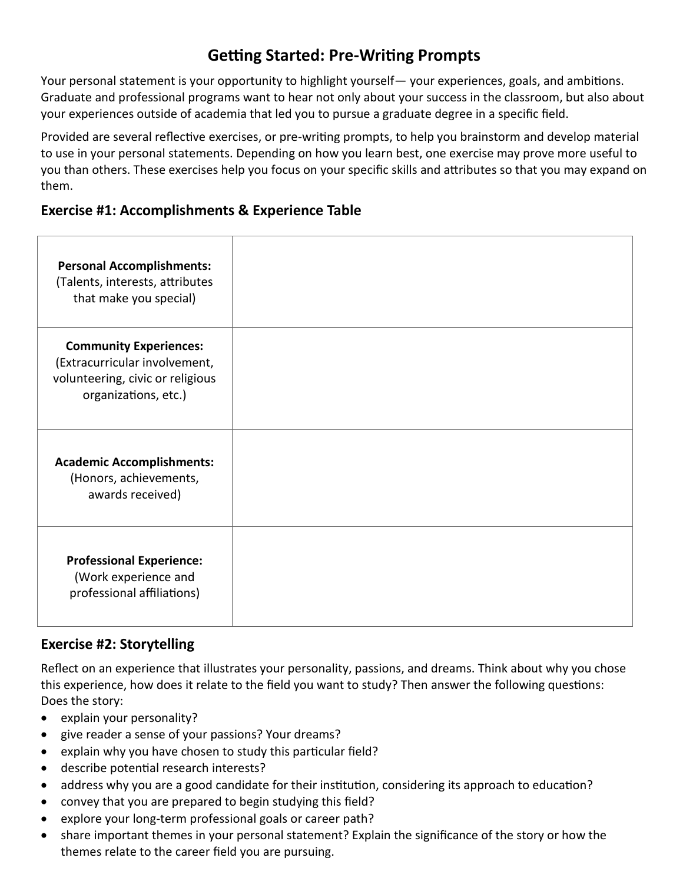## Getting Started: Pre-Writing Prompts

Your personal statement is your opportunity to highlight yourself— your experiences, goals, and ambitions. Graduate and professional programs want to hear not only about your success in the classroom, but also about your experiences outside of academia that led you to pursue a graduate degree in a specific field.

Provided are several reflective exercises, or pre-writing prompts, to help you brainstorm and develop material to use in your personal statements. Depending on how you learn best, one exercise may prove more useful to you than others. These exercises help you focus on your specific skills and attributes so that you may expand on them.

### Exercise #1: Accomplishments & Experience Table

| | |
|---|---|
| **Personal Accomplishments:** (Talents, interests, attributes that make you special) | |
| **Community Experiences:** (Extracurricular involvement, volunteering, civic or religious organizations, etc.) | |
| **Academic Accomplishments:** (Honors, achievements, awards received) | |
| **Professional Experience:** (Work experience and professional affiliations) | |

### Exercise #2: Storytelling

Reflect on an experience that illustrates your personality, passions, and dreams. Think about why you chose this experience, how does it relate to the field you want to study? Then answer the following questions: Does the story:

- explain your personality?
- give reader a sense of your passions? Your dreams?
- explain why you have chosen to study this particular field?
- describe potential research interests?
- address why you are a good candidate for their institution, considering its approach to education?
- convey that you are prepared to begin studying this field?
- explore your long-term professional goals or career path?
- share important themes in your personal statement? Explain the significance of the story or how the themes relate to the career field you are pursuing.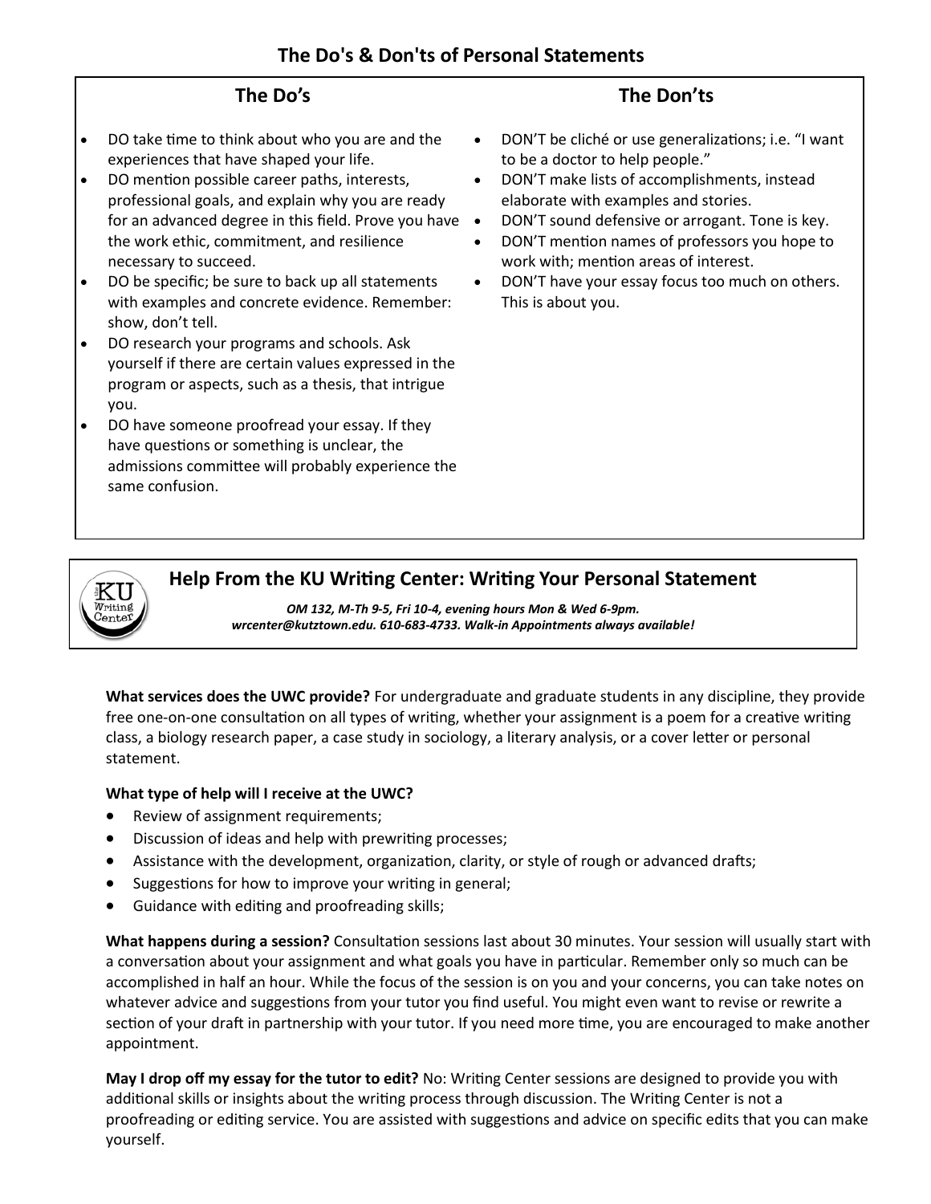# The Do's & Don'ts of Personal Statements

## The Do's

- DO take time to think about who you are and the experiences that have shaped your life.
- DO mention possible career paths, interests, professional goals, and explain why you are ready for an advanced degree in this field. Prove you have the work ethic, commitment, and resilience necessary to succeed.
- DO be specific; be sure to back up all statements with examples and concrete evidence. Remember: show, don't tell.
- DO research your programs and schools. Ask yourself if there are certain values expressed in the program or aspects, such as a thesis, that intrigue you.
- DO have someone proofread your essay. If they have questions or something is unclear, the admissions committee will probably experience the same confusion.

## The Don'ts

- DON'T be cliché or use generalizations; i.e. "I want to be a doctor to help people."
- DON'T make lists of accomplishments, instead elaborate with examples and stories.
- DON'T sound defensive or arrogant. Tone is key.
- DON'T mention names of professors you hope to work with; mention areas of interest.
- DON'T have your essay focus too much on others. This is about you.

## Help From the KU Writing Center: Writing Your Personal Statement

***OM 132, M-Th 9-5, Fri 10-4, evening hours Mon & Wed 6-9pm. wrcenter@kutztown.edu. 610-683-4733. Walk-in Appointments always available!***

**What services does the UWC provide?** For undergraduate and graduate students in any discipline, they provide free one-on-one consultation on all types of writing, whether your assignment is a poem for a creative writing class, a biology research paper, a case study in sociology, a literary analysis, or a cover letter or personal statement.

**What type of help will I receive at the UWC?**

- Review of assignment requirements;
- Discussion of ideas and help with prewriting processes;
- Assistance with the development, organization, clarity, or style of rough or advanced drafts;
- Suggestions for how to improve your writing in general;
- Guidance with editing and proofreading skills;

**What happens during a session?** Consultation sessions last about 30 minutes. Your session will usually start with a conversation about your assignment and what goals you have in particular. Remember only so much can be accomplished in half an hour. While the focus of the session is on you and your concerns, you can take notes on whatever advice and suggestions from your tutor you find useful. You might even want to revise or rewrite a section of your draft in partnership with your tutor. If you need more time, you are encouraged to make another appointment.

**May I drop off my essay for the tutor to edit?** No: Writing Center sessions are designed to provide you with additional skills or insights about the writing process through discussion. The Writing Center is not a proofreading or editing service. You are assisted with suggestions and advice on specific edits that you can make yourself.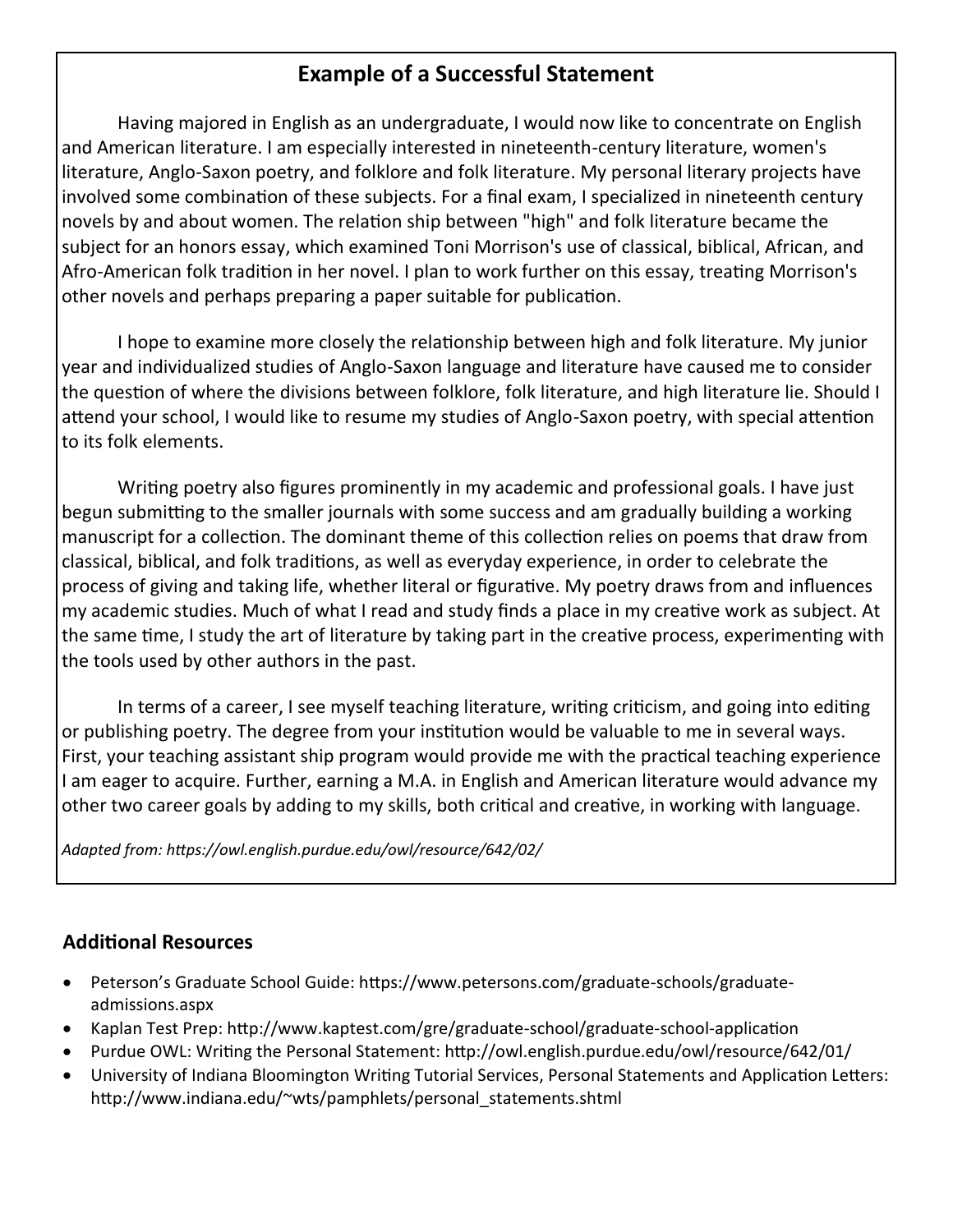## Example of a Successful Statement

Having majored in English as an undergraduate, I would now like to concentrate on English and American literature. I am especially interested in nineteenth-century literature, women's literature, Anglo-Saxon poetry, and folklore and folk literature. My personal literary projects have involved some combination of these subjects. For a final exam, I specialized in nineteenth century novels by and about women. The relation ship between "high" and folk literature became the subject for an honors essay, which examined Toni Morrison's use of classical, biblical, African, and Afro-American folk tradition in her novel. I plan to work further on this essay, treating Morrison's other novels and perhaps preparing a paper suitable for publication.

I hope to examine more closely the relationship between high and folk literature. My junior year and individualized studies of Anglo-Saxon language and literature have caused me to consider the question of where the divisions between folklore, folk literature, and high literature lie. Should I attend your school, I would like to resume my studies of Anglo-Saxon poetry, with special attention to its folk elements.

Writing poetry also figures prominently in my academic and professional goals. I have just begun submitting to the smaller journals with some success and am gradually building a working manuscript for a collection. The dominant theme of this collection relies on poems that draw from classical, biblical, and folk traditions, as well as everyday experience, in order to celebrate the process of giving and taking life, whether literal or figurative. My poetry draws from and influences my academic studies. Much of what I read and study finds a place in my creative work as subject. At the same time, I study the art of literature by taking part in the creative process, experimenting with the tools used by other authors in the past.

In terms of a career, I see myself teaching literature, writing criticism, and going into editing or publishing poetry. The degree from your institution would be valuable to me in several ways. First, your teaching assistant ship program would provide me with the practical teaching experience I am eager to acquire. Further, earning a M.A. in English and American literature would advance my other two career goals by adding to my skills, both critical and creative, in working with language.

*Adapted from: https://owl.english.purdue.edu/owl/resource/642/02/*

### Additional Resources

- Peterson's Graduate School Guide: https://www.petersons.com/graduate-schools/graduate-admissions.aspx
- Kaplan Test Prep: http://www.kaptest.com/gre/graduate-school/graduate-school-application
- Purdue OWL: Writing the Personal Statement: http://owl.english.purdue.edu/owl/resource/642/01/
- University of Indiana Bloomington Writing Tutorial Services, Personal Statements and Application Letters: http://www.indiana.edu/~wts/pamphlets/personal_statements.shtml